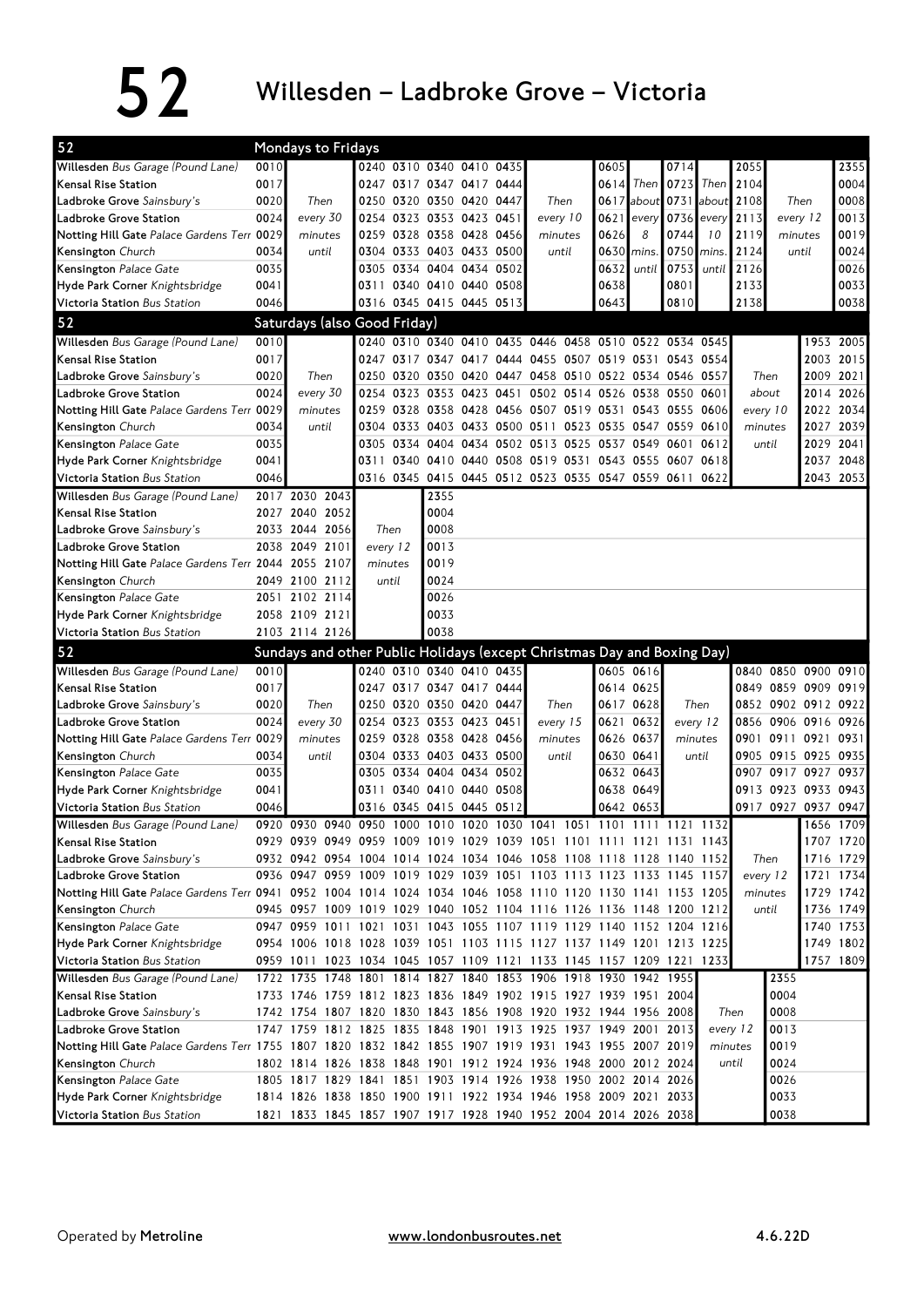# 52 Willesden – Ladbroke Grove – Victoria

## Mondays to Fridays

| 52 | | | | | | | | | | | | | | | | | | |
|---|---|---|---|---|---|---|---|---|---|---|---|---|---|---|---|---|---|---|
| **Willesden** *Bus Garage (Pound Lane)* | 0010 | | 0240 | 0310 | 0340 | 0410 | 0435 | | 0605 | | 0714 | | 2055 | | 2355 |
| **Kensal Rise Station** | 0017 | Then | 0247 | 0317 | 0347 | 0417 | 0444 | Then | 0614 | Then | 0723 | Then | 2104 | Then | 0004 |
| **Ladbroke Grove** *Sainsbury's* | 0020 | every 30 | 0250 | 0320 | 0350 | 0420 | 0447 | every 10 | 0617 | about | 0731 | about | 2108 | every 12 | 0008 |
| **Ladbroke Grove Station** | 0024 | minutes | 0254 | 0323 | 0353 | 0423 | 0451 | minutes | 0621 | every | 0736 | every | 2113 | minutes | 0013 |
| **Notting Hill Gate** *Palace Gardens Terr* | 0029 | until | 0259 | 0328 | 0358 | 0428 | 0456 | until | 0626 | 8 | 0744 | 10 | 2119 | until | 0019 |
| **Kensington** *Church* | 0034 | | 0304 | 0333 | 0403 | 0433 | 0500 | | 0630 | mins. | 0750 | mins. | 2124 | | 0024 |
| **Kensington** *Palace Gate* | 0035 | | 0305 | 0334 | 0404 | 0434 | 0502 | | 0632 | until | 0753 | until | 2126 | | 0026 |
| **Hyde Park Corner** *Knightsbridge* | 0041 | | 0311 | 0340 | 0410 | 0440 | 0508 | | 0638 | | 0801 | | 2133 | | 0033 |
| **Victoria Station** *Bus Station* | 0046 | | 0316 | 0345 | 0415 | 0445 | 0513 | | 0643 | | 0810 | | 2138 | | 0038 |

## Saturdays (also Good Friday)

| 52 | | | | | | | | | | | | | | | | | | |
|---|---|---|---|---|---|---|---|---|---|---|---|---|---|---|---|---|---|---|
| **Willesden** *Bus Garage (Pound Lane)* | 0010 | | 0240 | 0310 | 0340 | 0410 | 0435 | 0446 | 0458 | 0510 | 0522 | 0534 | 0545 | | 1953 | 2005 |
| **Kensal Rise Station** | 0017 | Then | 0247 | 0317 | 0347 | 0417 | 0444 | 0455 | 0507 | 0519 | 0531 | 0543 | 0554 | Then | 2003 | 2015 |
| **Ladbroke Grove** *Sainsbury's* | 0020 | every 30 | 0250 | 0320 | 0350 | 0420 | 0447 | 0458 | 0510 | 0522 | 0534 | 0546 | 0557 | about | 2009 | 2021 |
| **Ladbroke Grove Station** | 0024 | minutes | 0254 | 0323 | 0353 | 0423 | 0451 | 0502 | 0514 | 0526 | 0538 | 0550 | 0601 | every 10 | 2014 | 2026 |
| **Notting Hill Gate** *Palace Gardens Terr* | 0029 | until | 0259 | 0328 | 0358 | 0428 | 0456 | 0507 | 0519 | 0531 | 0543 | 0555 | 0606 | minutes | 2022 | 2034 |
| **Kensington** *Church* | 0034 | | 0304 | 0333 | 0403 | 0433 | 0500 | 0511 | 0523 | 0535 | 0547 | 0559 | 0610 | until | 2027 | 2039 |
| **Kensington** *Palace Gate* | 0035 | | 0305 | 0334 | 0404 | 0434 | 0502 | 0513 | 0525 | 0537 | 0549 | 0601 | 0612 | | 2029 | 2041 |
| **Hyde Park Corner** *Knightsbridge* | 0041 | | 0311 | 0340 | 0410 | 0440 | 0508 | 0519 | 0531 | 0543 | 0555 | 0607 | 0618 | | 2037 | 2048 |
| **Victoria Station** *Bus Station* | 0046 | | 0316 | 0345 | 0415 | 0445 | 0512 | 0523 | 0535 | 0547 | 0559 | 0611 | 0622 | | 2043 | 2053 |

| | | | | | |
|---|---|---|---|---|---|
| **Willesden** *Bus Garage (Pound Lane)* | 2017 | 2030 | 2043 | | 2355 |
| **Kensal Rise Station** | 2027 | 2040 | 2052 | Then | 0004 |
| **Ladbroke Grove** *Sainsbury's* | 2033 | 2044 | 2056 | every 12 | 0008 |
| **Ladbroke Grove Station** | 2038 | 2049 | 2101 | minutes | 0013 |
| **Notting Hill Gate** *Palace Gardens Terr* | 2044 | 2055 | 2107 | until | 0019 |
| **Kensington** *Church* | 2049 | 2100 | 2112 | | 0024 |
| **Kensington** *Palace Gate* | 2051 | 2102 | 2114 | | 0026 |
| **Hyde Park Corner** *Knightsbridge* | 2058 | 2109 | 2121 | | 0033 |
| **Victoria Station** *Bus Station* | 2103 | 2114 | 2126 | | 0038 |

## Sundays and other Public Holidays (except Christmas Day and Boxing Day)

| 52 | | | | | | | | | | | | | | | | | |
|---|---|---|---|---|---|---|---|---|---|---|---|---|---|---|---|---|---|
| **Willesden** *Bus Garage (Pound Lane)* | 0010 | | 0240 | 0310 | 0340 | 0410 | 0435 | | 0605 | 0616 | | 0840 | 0850 | 0900 | 0910 |
| **Kensal Rise Station** | 0017 | Then | 0247 | 0317 | 0347 | 0417 | 0444 | Then | 0614 | 0625 | Then | 0849 | 0859 | 0909 | 0919 |
| **Ladbroke Grove** *Sainsbury's* | 0020 | every 30 | 0250 | 0320 | 0350 | 0420 | 0447 | every 15 | 0617 | 0628 | every 12 | 0852 | 0902 | 0912 | 0922 |
| **Ladbroke Grove Station** | 0024 | minutes | 0254 | 0323 | 0353 | 0423 | 0451 | minutes | 0621 | 0632 | minutes | 0856 | 0906 | 0916 | 0926 |
| **Notting Hill Gate** *Palace Gardens Terr* | 0029 | until | 0259 | 0328 | 0358 | 0428 | 0456 | until | 0626 | 0637 | until | 0901 | 0911 | 0921 | 0931 |
| **Kensington** *Church* | 0034 | | 0304 | 0333 | 0403 | 0433 | 0500 | | 0630 | 0641 | | 0905 | 0915 | 0925 | 0935 |
| **Kensington** *Palace Gate* | 0035 | | 0305 | 0334 | 0404 | 0434 | 0502 | | 0632 | 0643 | | 0907 | 0917 | 0927 | 0937 |
| **Hyde Park Corner** *Knightsbridge* | 0041 | | 0311 | 0340 | 0410 | 0440 | 0508 | | 0638 | 0649 | | 0913 | 0923 | 0933 | 0943 |
| **Victoria Station** *Bus Station* | 0046 | | 0316 | 0345 | 0415 | 0445 | 0512 | | 0642 | 0653 | | 0917 | 0927 | 0937 | 0947 |

| | | | | | | | | | | | | | | | | | |
|---|---|---|---|---|---|---|---|---|---|---|---|---|---|---|---|---|---|
| **Willesden** *Bus Garage (Pound Lane)* | 0920 | 0930 | 0940 | 0950 | 1000 | 1010 | 1020 | 1030 | 1041 | 1051 | 1101 | 1111 | 1121 | 1132 | | 1656 | 1709 |
| **Kensal Rise Station** | 0929 | 0939 | 0949 | 0959 | 1009 | 1019 | 1029 | 1039 | 1051 | 1101 | 1111 | 1121 | 1131 | 1143 | Then | 1707 | 1720 |
| **Ladbroke Grove** *Sainsbury's* | 0932 | 0942 | 0954 | 1004 | 1014 | 1024 | 1034 | 1046 | 1058 | 1108 | 1118 | 1128 | 1140 | 1152 | every 12 | 1716 | 1729 |
| **Ladbroke Grove Station** | 0936 | 0947 | 0959 | 1009 | 1019 | 1029 | 1039 | 1051 | 1103 | 1113 | 1123 | 1133 | 1145 | 1157 | minutes | 1721 | 1734 |
| **Notting Hill Gate** *Palace Gardens Terr* | 0941 | 0952 | 1004 | 1014 | 1024 | 1034 | 1046 | 1058 | 1110 | 1120 | 1130 | 1141 | 1153 | 1205 | until | 1729 | 1742 |
| **Kensington** *Church* | 0945 | 0957 | 1009 | 1019 | 1029 | 1040 | 1052 | 1104 | 1116 | 1126 | 1136 | 1148 | 1200 | 1212 | | 1736 | 1749 |
| **Kensington** *Palace Gate* | 0947 | 0959 | 1011 | 1021 | 1031 | 1043 | 1055 | 1107 | 1119 | 1129 | 1140 | 1152 | 1204 | 1216 | | 1740 | 1753 |
| **Hyde Park Corner** *Knightsbridge* | 0954 | 1006 | 1018 | 1028 | 1039 | 1051 | 1103 | 1115 | 1127 | 1137 | 1149 | 1201 | 1213 | 1225 | | 1749 | 1802 |
| **Victoria Station** *Bus Station* | 0959 | 1011 | 1023 | 1034 | 1045 | 1057 | 1109 | 1121 | 1133 | 1145 | 1157 | 1209 | 1221 | 1233 | | 1757 | 1809 |

| | | | | | | | | | | | | | | | |
|---|---|---|---|---|---|---|---|---|---|---|---|---|---|---|---|
| **Willesden** *Bus Garage (Pound Lane)* | 1722 | 1735 | 1748 | 1801 | 1814 | 1827 | 1840 | 1853 | 1906 | 1918 | 1930 | 1942 | 1955 | | 2355 |
| **Kensal Rise Station** | 1733 | 1746 | 1759 | 1812 | 1823 | 1836 | 1849 | 1902 | 1915 | 1927 | 1939 | 1951 | 2004 | Then | 0004 |
| **Ladbroke Grove** *Sainsbury's* | 1742 | 1754 | 1807 | 1820 | 1830 | 1843 | 1856 | 1908 | 1920 | 1932 | 1944 | 1956 | 2008 | every 12 | 0008 |
| **Ladbroke Grove Station** | 1747 | 1759 | 1812 | 1825 | 1835 | 1848 | 1901 | 1913 | 1925 | 1937 | 1949 | 2001 | 2013 | minutes | 0013 |
| **Notting Hill Gate** *Palace Gardens Terr* | 1755 | 1807 | 1820 | 1832 | 1842 | 1855 | 1907 | 1919 | 1931 | 1943 | 1955 | 2007 | 2019 | until | 0019 |
| **Kensington** *Church* | 1802 | 1814 | 1826 | 1838 | 1848 | 1901 | 1912 | 1924 | 1936 | 1948 | 2000 | 2012 | 2024 | | 0024 |
| **Kensington** *Palace Gate* | 1805 | 1817 | 1829 | 1841 | 1851 | 1903 | 1914 | 1926 | 1938 | 1950 | 2002 | 2014 | 2026 | | 0026 |
| **Hyde Park Corner** *Knightsbridge* | 1814 | 1826 | 1838 | 1850 | 1900 | 1911 | 1922 | 1934 | 1946 | 1958 | 2009 | 2021 | 2033 | | 0033 |
| **Victoria Station** *Bus Station* | 1821 | 1833 | 1845 | 1857 | 1907 | 1917 | 1928 | 1940 | 1952 | 2004 | 2014 | 2026 | 2038 | | 0038 |

Operated by **Metroline** www.londonbusroutes.net 4.6.22D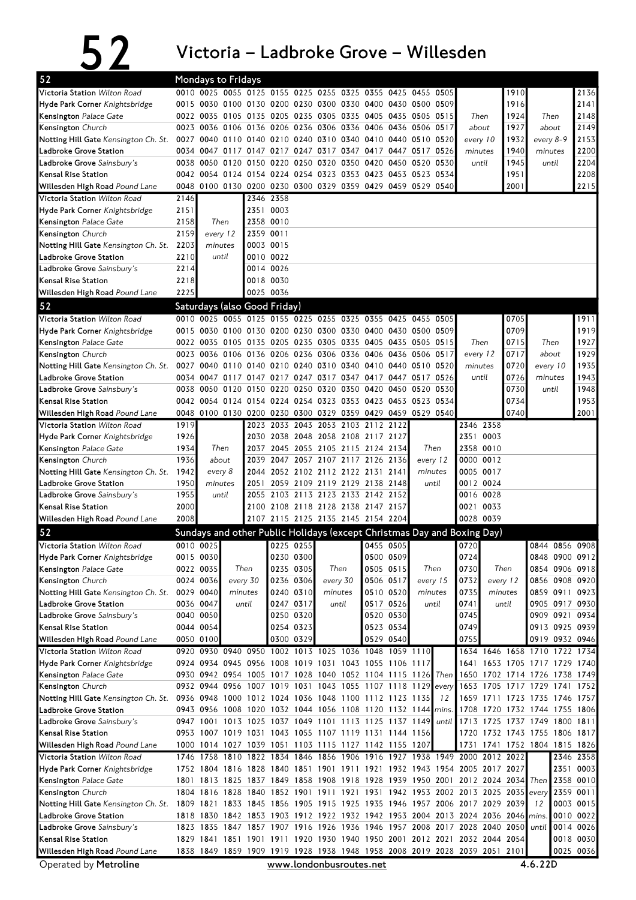# 52 Victoria – Ladbroke Grove – Willesden

## Mondays to Fridays

| 52 | | | | | | | | | | | | | | | | | |
|---|---|---|---|---|---|---|---|---|---|---|---|---|---|---|---|---|---|
| Victoria Station *Wilton Road* | 0010 | 0025 | 0055 | 0125 | 0155 | 0225 | 0255 | 0325 | 0355 | 0425 | 0455 | 0505 | | 1910 | | 2136 |
| Hyde Park Corner *Knightsbridge* | 0015 | 0030 | 0100 | 0130 | 0200 | 0230 | 0300 | 0330 | 0400 | 0430 | 0500 | 0509 | | 1916 | | 2141 |
| Kensington *Palace Gate* | 0022 | 0035 | 0105 | 0135 | 0205 | 0235 | 0305 | 0335 | 0405 | 0435 | 0505 | 0515 | Then | 1924 | Then | 2148 |
| Kensington *Church* | 0023 | 0036 | 0106 | 0136 | 0206 | 0236 | 0306 | 0336 | 0406 | 0436 | 0506 | 0517 | about | 1927 | about | 2149 |
| Notting Hill Gate *Kensington Ch. St.* | 0027 | 0040 | 0110 | 0140 | 0210 | 0240 | 0310 | 0340 | 0410 | 0440 | 0510 | 0520 | every 10 | 1932 | every 8-9 | 2153 |
| Ladbroke Grove Station | 0034 | 0047 | 0117 | 0147 | 0217 | 0247 | 0317 | 0347 | 0417 | 0447 | 0517 | 0526 | minutes | 1940 | minutes | 2200 |
| Ladbroke Grove *Sainsbury's* | 0038 | 0050 | 0120 | 0150 | 0220 | 0250 | 0320 | 0350 | 0420 | 0450 | 0520 | 0530 | until | 1945 | until | 2204 |
| Kensal Rise Station | 0042 | 0054 | 0124 | 0154 | 0224 | 0254 | 0323 | 0353 | 0423 | 0453 | 0523 | 0534 | | 1951 | | 2208 |
| Willesden High Road *Pound Lane* | 0048 | 0100 | 0130 | 0200 | 0230 | 0300 | 0329 | 0359 | 0429 | 0459 | 0529 | 0540 | | 2001 | | 2215 |

| | | | | |
|---|---|---|---|---|
| Victoria Station *Wilton Road* | 2146 | | 2346 | 2358 |
| Hyde Park Corner *Knightsbridge* | 2151 | | 2351 | 0003 |
| Kensington *Palace Gate* | 2158 | Then | 2358 | 0010 |
| Kensington *Church* | 2159 | every 12 | 2359 | 0011 |
| Notting Hill Gate *Kensington Ch. St.* | 2203 | minutes | 0003 | 0015 |
| Ladbroke Grove Station | 2210 | until | 0010 | 0022 |
| Ladbroke Grove *Sainsbury's* | 2214 | | 0014 | 0026 |
| Kensal Rise Station | 2218 | | 0018 | 0030 |
| Willesden High Road *Pound Lane* | 2225 | | 0025 | 0036 |

## Saturdays (also Good Friday)

| 52 | | | | | | | | | | | | | | | | |
|---|---|---|---|---|---|---|---|---|---|---|---|---|---|---|---|---|
| Victoria Station *Wilton Road* | 0010 | 0025 | 0055 | 0125 | 0155 | 0225 | 0255 | 0325 | 0355 | 0425 | 0455 | 0505 | | 0705 | | 1911 |
| Hyde Park Corner *Knightsbridge* | 0015 | 0030 | 0100 | 0130 | 0200 | 0230 | 0300 | 0330 | 0400 | 0430 | 0500 | 0509 | | 0709 | | 1919 |
| Kensington *Palace Gate* | 0022 | 0035 | 0105 | 0135 | 0205 | 0235 | 0305 | 0335 | 0405 | 0435 | 0505 | 0515 | Then | 0715 | Then | 1927 |
| Kensington *Church* | 0023 | 0036 | 0106 | 0136 | 0206 | 0236 | 0306 | 0336 | 0406 | 0436 | 0506 | 0517 | every 12 | 0717 | about | 1929 |
| Notting Hill Gate *Kensington Ch. St.* | 0027 | 0040 | 0110 | 0140 | 0210 | 0240 | 0310 | 0340 | 0410 | 0440 | 0510 | 0520 | minutes | 0720 | every 10 | 1935 |
| Ladbroke Grove Station | 0034 | 0047 | 0117 | 0147 | 0217 | 0247 | 0317 | 0347 | 0417 | 0447 | 0517 | 0526 | until | 0726 | minutes | 1943 |
| Ladbroke Grove *Sainsbury's* | 0038 | 0050 | 0120 | 0150 | 0220 | 0250 | 0320 | 0350 | 0420 | 0450 | 0520 | 0530 | | 0730 | until | 1948 |
| Kensal Rise Station | 0042 | 0054 | 0124 | 0154 | 0224 | 0254 | 0323 | 0353 | 0423 | 0453 | 0523 | 0534 | | 0734 | | 1953 |
| Willesden High Road *Pound Lane* | 0048 | 0100 | 0130 | 0200 | 0230 | 0300 | 0329 | 0359 | 0429 | 0459 | 0529 | 0540 | | 0740 | | 2001 |

| | | | | | | | | | | | | |
|---|---|---|---|---|---|---|---|---|---|---|---|---|
| Victoria Station *Wilton Road* | 1919 | | 2023 | 2033 | 2043 | 2053 | 2103 | 2112 | 2122 | | 2346 | 2358 |
| Hyde Park Corner *Knightsbridge* | 1926 | | 2030 | 2038 | 2048 | 2058 | 2108 | 2117 | 2127 | | 2351 | 0003 |
| Kensington *Palace Gate* | 1934 | Then | 2037 | 2045 | 2055 | 2105 | 2115 | 2124 | 2134 | Then | 2358 | 0010 |
| Kensington *Church* | 1936 | about | 2039 | 2047 | 2057 | 2107 | 2117 | 2126 | 2136 | every 12 | 0000 | 0012 |
| Notting Hill Gate *Kensington Ch. St.* | 1942 | every 8 | 2044 | 2052 | 2102 | 2112 | 2122 | 2131 | 2141 | minutes | 0005 | 0017 |
| Ladbroke Grove Station | 1950 | minutes | 2051 | 2059 | 2109 | 2119 | 2129 | 2138 | 2148 | until | 0012 | 0024 |
| Ladbroke Grove *Sainsbury's* | 1955 | until | 2055 | 2103 | 2113 | 2123 | 2133 | 2142 | 2152 | | 0016 | 0028 |
| Kensal Rise Station | 2000 | | 2100 | 2108 | 2118 | 2128 | 2138 | 2147 | 2157 | | 0021 | 0033 |
| Willesden High Road *Pound Lane* | 2008 | | 2107 | 2115 | 2125 | 2135 | 2145 | 2154 | 2204 | | 0028 | 0039 |

## Sundays and other Public Holidays (except Christmas Day and Boxing Day)

| 52 | | | | | | | | | | | | | | | |
|---|---|---|---|---|---|---|---|---|---|---|---|---|---|---|---|
| Victoria Station *Wilton Road* | 0010 | 0025 | | 0225 | 0255 | | 0455 | 0505 | | 0720 | | 0844 | 0856 | 0908 |
| Hyde Park Corner *Knightsbridge* | 0015 | 0030 | | 0230 | 0300 | | 0500 | 0509 | | 0724 | | 0848 | 0900 | 0912 |
| Kensington *Palace Gate* | 0022 | 0035 | Then | 0235 | 0305 | Then | 0505 | 0515 | Then | 0730 | Then | 0854 | 0906 | 0918 |
| Kensington *Church* | 0024 | 0036 | every 30 | 0236 | 0306 | every 30 | 0506 | 0517 | every 15 | 0732 | every 12 | 0856 | 0908 | 0920 |
| Notting Hill Gate *Kensington Ch. St.* | 0029 | 0040 | minutes | 0240 | 0310 | minutes | 0510 | 0520 | minutes | 0735 | minutes | 0859 | 0911 | 0923 |
| Ladbroke Grove Station | 0036 | 0047 | until | 0247 | 0317 | until | 0517 | 0526 | until | 0741 | until | 0905 | 0917 | 0930 |
| Ladbroke Grove *Sainsbury's* | 0040 | 0050 | | 0250 | 0320 | | 0520 | 0530 | | 0745 | | 0909 | 0921 | 0934 |
| Kensal Rise Station | 0044 | 0054 | | 0254 | 0323 | | 0523 | 0534 | | 0749 | | 0913 | 0925 | 0939 |
| Willesden High Road *Pound Lane* | 0050 | 0100 | | 0300 | 0329 | | 0529 | 0540 | | 0755 | | 0919 | 0932 | 0946 |

| | | | | | | | | | | | | | | | | | |
|---|---|---|---|---|---|---|---|---|---|---|---|---|---|---|---|---|---|
| Victoria Station *Wilton Road* | 0920 | 0930 | 0940 | 0950 | 1002 | 1013 | 1025 | 1036 | 1048 | 1059 | 1110 | | 1634 | 1646 | 1658 | 1710 | 1722 | 1734 |
| Hyde Park Corner *Knightsbridge* | 0924 | 0934 | 0945 | 0956 | 1008 | 1019 | 1031 | 1043 | 1055 | 1106 | 1117 | | 1641 | 1653 | 1705 | 1717 | 1729 | 1740 |
| Kensington *Palace Gate* | 0930 | 0942 | 0954 | 1005 | 1017 | 1028 | 1040 | 1052 | 1104 | 1115 | 1126 | Then | 1650 | 1702 | 1714 | 1726 | 1738 | 1749 |
| Kensington *Church* | 0932 | 0944 | 0956 | 1007 | 1019 | 1031 | 1043 | 1055 | 1107 | 1118 | 1129 | every | 1653 | 1705 | 1717 | 1729 | 1741 | 1752 |
| Notting Hill Gate *Kensington Ch. St.* | 0936 | 0948 | 1000 | 1012 | 1024 | 1036 | 1048 | 1100 | 1112 | 1123 | 1135 | 12 | 1659 | 1711 | 1723 | 1735 | 1746 | 1757 |
| Ladbroke Grove Station | 0943 | 0956 | 1008 | 1020 | 1032 | 1044 | 1056 | 1108 | 1120 | 1132 | 1144 | mins. | 1708 | 1720 | 1732 | 1744 | 1755 | 1806 |
| Ladbroke Grove *Sainsbury's* | 0947 | 1001 | 1013 | 1025 | 1037 | 1049 | 1101 | 1113 | 1125 | 1137 | 1149 | until | 1713 | 1725 | 1737 | 1749 | 1800 | 1811 |
| Kensal Rise Station | 0953 | 1007 | 1019 | 1031 | 1043 | 1055 | 1107 | 1119 | 1131 | 1144 | 1156 | | 1720 | 1732 | 1743 | 1755 | 1806 | 1817 |
| Willesden High Road *Pound Lane* | 1000 | 1014 | 1027 | 1039 | 1051 | 1103 | 1115 | 1127 | 1142 | 1155 | 1207 | | 1731 | 1741 | 1752 | 1804 | 1815 | 1826 |

| | | | | | | | | | | | | | | | | | |
|---|---|---|---|---|---|---|---|---|---|---|---|---|---|---|---|---|---|
| Victoria Station *Wilton Road* | 1746 | 1758 | 1810 | 1822 | 1834 | 1846 | 1856 | 1906 | 1916 | 1927 | 1938 | 1949 | 2000 | 2012 | 2022 | | 2346 | 2358 |
| Hyde Park Corner *Knightsbridge* | 1752 | 1804 | 1816 | 1828 | 1840 | 1851 | 1901 | 1911 | 1921 | 1932 | 1943 | 1954 | 2005 | 2017 | 2027 | | 2351 | 0003 |
| Kensington *Palace Gate* | 1801 | 1813 | 1825 | 1837 | 1849 | 1858 | 1908 | 1918 | 1928 | 1939 | 1950 | 2001 | 2012 | 2024 | 2034 | Then | 2358 | 0010 |
| Kensington *Church* | 1804 | 1816 | 1828 | 1840 | 1852 | 1901 | 1911 | 1921 | 1931 | 1942 | 1953 | 2002 | 2013 | 2025 | 2035 | every | 2359 | 0011 |
| Notting Hill Gate *Kensington Ch. St.* | 1809 | 1821 | 1833 | 1845 | 1856 | 1905 | 1915 | 1925 | 1935 | 1946 | 1957 | 2006 | 2017 | 2029 | 2039 | 12 | 0003 | 0015 |
| Ladbroke Grove Station | 1818 | 1830 | 1842 | 1853 | 1903 | 1912 | 1922 | 1932 | 1942 | 1953 | 2004 | 2013 | 2024 | 2036 | 2046 | mins. | 0010 | 0022 |
| Ladbroke Grove *Sainsbury's* | 1823 | 1835 | 1847 | 1857 | 1907 | 1916 | 1926 | 1936 | 1946 | 1957 | 2008 | 2017 | 2028 | 2040 | 2050 | until | 0014 | 0026 |
| Kensal Rise Station | 1829 | 1841 | 1851 | 1901 | 1911 | 1920 | 1930 | 1940 | 1950 | 2001 | 2012 | 2021 | 2032 | 2044 | 2054 | | 0018 | 0030 |
| Willesden High Road *Pound Lane* | 1838 | 1849 | 1859 | 1909 | 1919 | 1928 | 1938 | 1948 | 1958 | 2008 | 2019 | 2028 | 2039 | 2051 | 2101 | | 0025 | 0036 |

Operated by **Metroline** www.londonbusroutes.net 4.6.22D